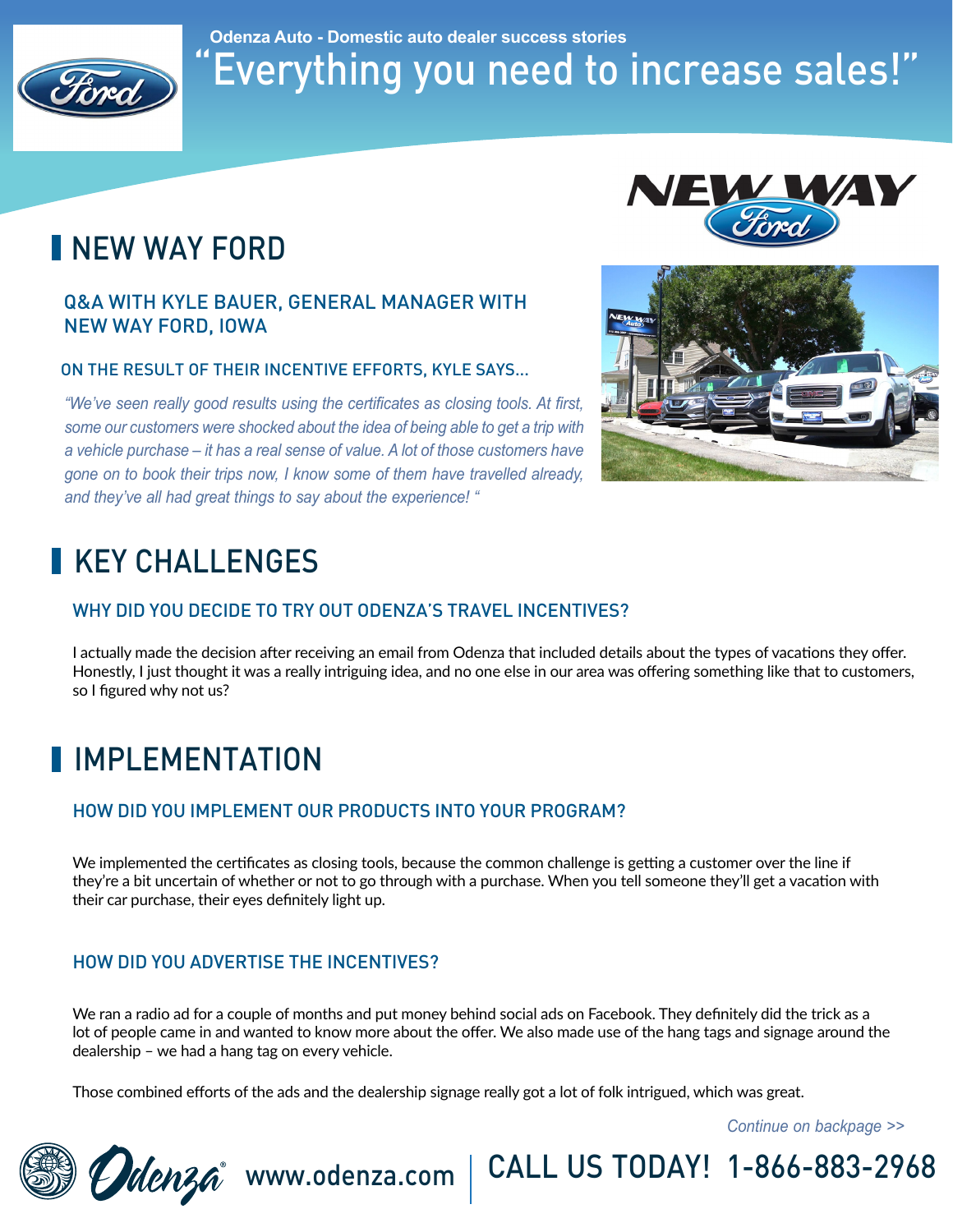Odenza Auto - Domestic auto dealer success stories

# "Everything you need to increase sales!"

## NEW WAY FORD

### Q&A WITH KYLE BAUER, GENERAL MANAGER WITH NEW WAY FORD, IOWA

#### ON THE RESULT OF THEIR INCENTIVE EFFORTS, KYLE SAYS...

*"We've seen really good results using the certificates as closing tools. At first, some our customers were shocked about the idea of being able to get a trip with a vehicle purchase – it has a real sense of value. A lot of those customers have gone on to book their trips now, I know some of them have travelled already, and they've all had great things to say about the experience! "*

## KEY CHALLENGES

### WHY DID YOU DECIDE TO TRY OUT ODENZA'S TRAVEL INCENTIVES?

I actually made the decision after receiving an email from Odenza that included details about the types of vacations they offer. Honestly, I just thought it was a really intriguing idea, and no one else in our area was offering something like that to customers, so I figured why not us?

## IMPLEMENTATION

### HOW DID YOU IMPLEMENT OUR PRODUCTS INTO YOUR PROGRAM?

We implemented the certificates as closing tools, because the common challenge is getting a customer over the line if they're a bit uncertain of whether or not to go through with a purchase. When you tell someone they'll get a vacation with their car purchase, their eyes definitely light up.

### HOW DID YOU ADVERTISE THE INCENTIVES?

We ran a radio ad for a couple of months and put money behind social ads on Facebook. They definitely did the trick as a lot of people came in and wanted to know more about the offer. We also made use of the hang tags and signage around the dealership – we had a hang tag on every vehicle.

Those combined efforts of the ads and the dealership signage really got a lot of folk intrigued, which was great.

*Continue on backpage >>*

www.odenza.com | CALL US TODAY! 1-866-883-2968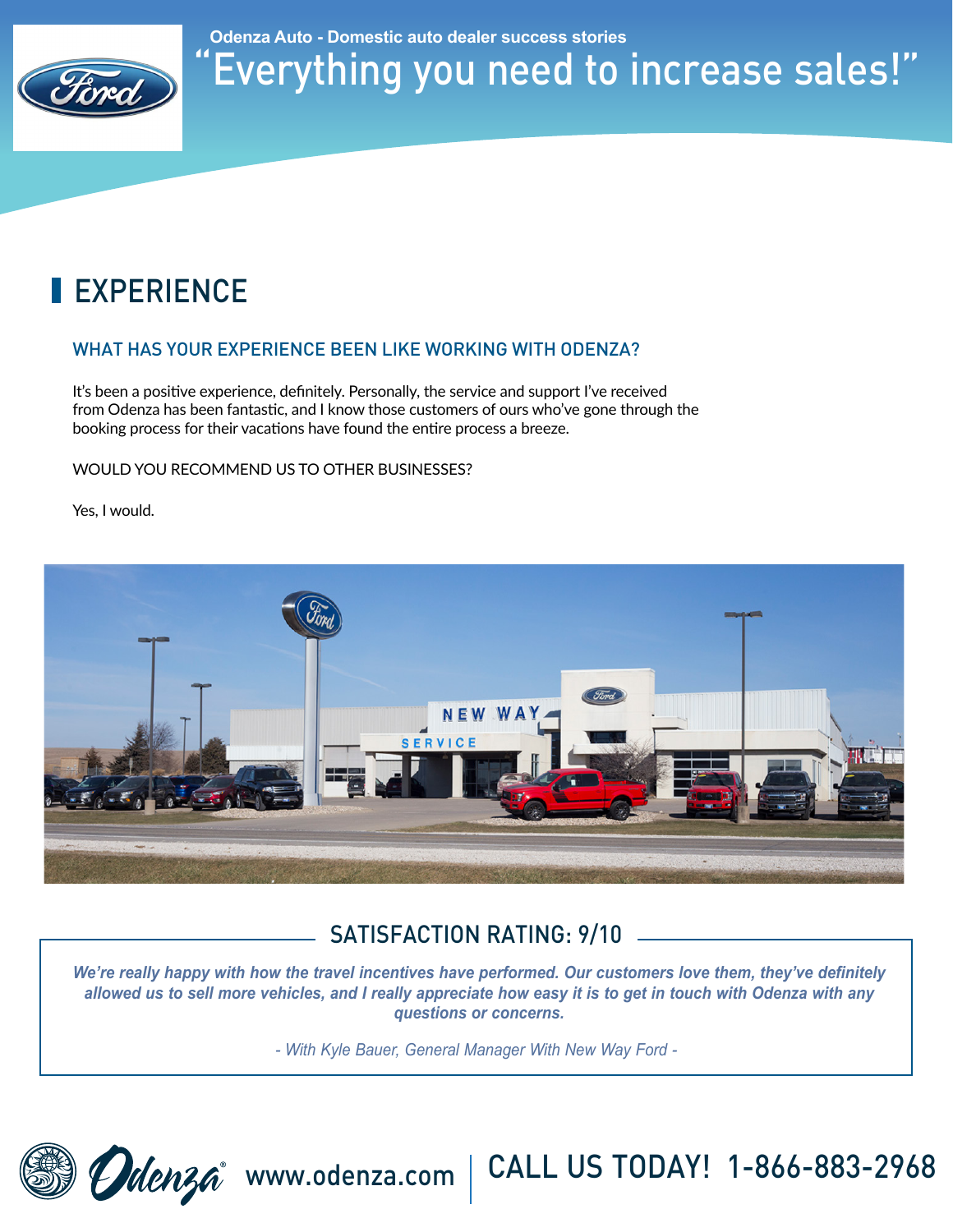Odenza Auto - Domestic auto dealer success stories

# "Everything you need to increase sales!"

## EXPERIENCE

### WHAT HAS YOUR EXPERIENCE BEEN LIKE WORKING WITH ODENZA?

It's been a positive experience, definitely. Personally, the service and support I've received from Odenza has been fantastic, and I know those customers of ours who've gone through the booking process for their vacations have found the entire process a breeze.

WOULD YOU RECOMMEND US TO OTHER BUSINESSES?

Yes, I would.

## SATISFACTION RATING: 9/10

***We're really happy with how the travel incentives have performed. Our customers love them, they've definitely allowed us to sell more vehicles, and I really appreciate how easy it is to get in touch with Odenza with any questions or concerns.***

*- With Kyle Bauer, General Manager With New Way Ford -*

Odenza® www.odenza.com | CALL US TODAY! 1-866-883-2968